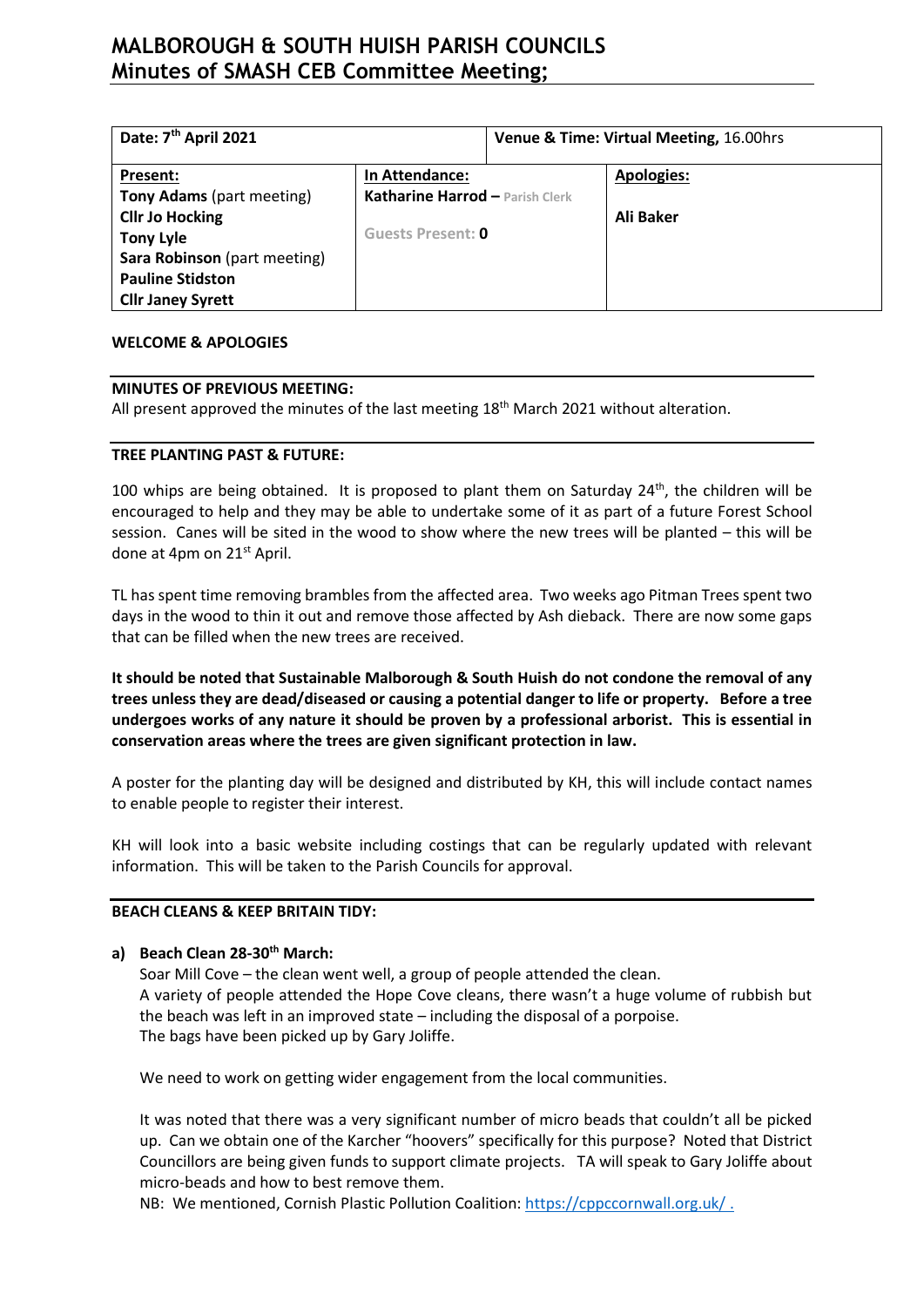# MALBOROUGH & SOUTH HUISH PARISH COUNCILS
# Minutes of SMASH CEB Committee Meeting;

| **Date: 7th April 2021** | | **Venue & Time: Virtual Meeting,** 16.00hrs |
|---|---|---|
| **Present:**<br>**Tony Adams** (part meeting)<br>**Cllr Jo Hocking**<br>**Tony Lyle**<br>**Sara Robinson** (part meeting)<br>**Pauline Stidston**<br>**Cllr Janey Syrett** | **In Attendance:**<br>**Katharine Harrod –** Parish Clerk<br><br>Guests Present: **0** | **Apologies:**<br><br>**Ali Baker** |

**WELCOME & APOLOGIES**

**MINUTES OF PREVIOUS MEETING:**
All present approved the minutes of the last meeting 18th March 2021 without alteration.

**TREE PLANTING PAST & FUTURE:**

100 whips are being obtained. It is proposed to plant them on Saturday 24th, the children will be encouraged to help and they may be able to undertake some of it as part of a future Forest School session. Canes will be sited in the wood to show where the new trees will be planted – this will be done at 4pm on 21st April.

TL has spent time removing brambles from the affected area. Two weeks ago Pitman Trees spent two days in the wood to thin it out and remove those affected by Ash dieback. There are now some gaps that can be filled when the new trees are received.

**It should be noted that Sustainable Malborough & South Huish do not condone the removal of any trees unless they are dead/diseased or causing a potential danger to life or property. Before a tree undergoes works of any nature it should be proven by a professional arborist. This is essential in conservation areas where the trees are given significant protection in law.**

A poster for the planting day will be designed and distributed by KH, this will include contact names to enable people to register their interest.

KH will look into a basic website including costings that can be regularly updated with relevant information. This will be taken to the Parish Councils for approval.

**BEACH CLEANS & KEEP BRITAIN TIDY:**

**a) Beach Clean 28-30th March:**

Soar Mill Cove – the clean went well, a group of people attended the clean.
A variety of people attended the Hope Cove cleans, there wasn't a huge volume of rubbish but the beach was left in an improved state – including the disposal of a porpoise.
The bags have been picked up by Gary Joliffe.

We need to work on getting wider engagement from the local communities.

It was noted that there was a very significant number of micro beads that couldn't all be picked up. Can we obtain one of the Karcher "hoovers" specifically for this purpose? Noted that District Councillors are being given funds to support climate projects. TA will speak to Gary Joliffe about micro-beads and how to best remove them.
NB: We mentioned, Cornish Plastic Pollution Coalition: https://cppccornwall.org.uk/ .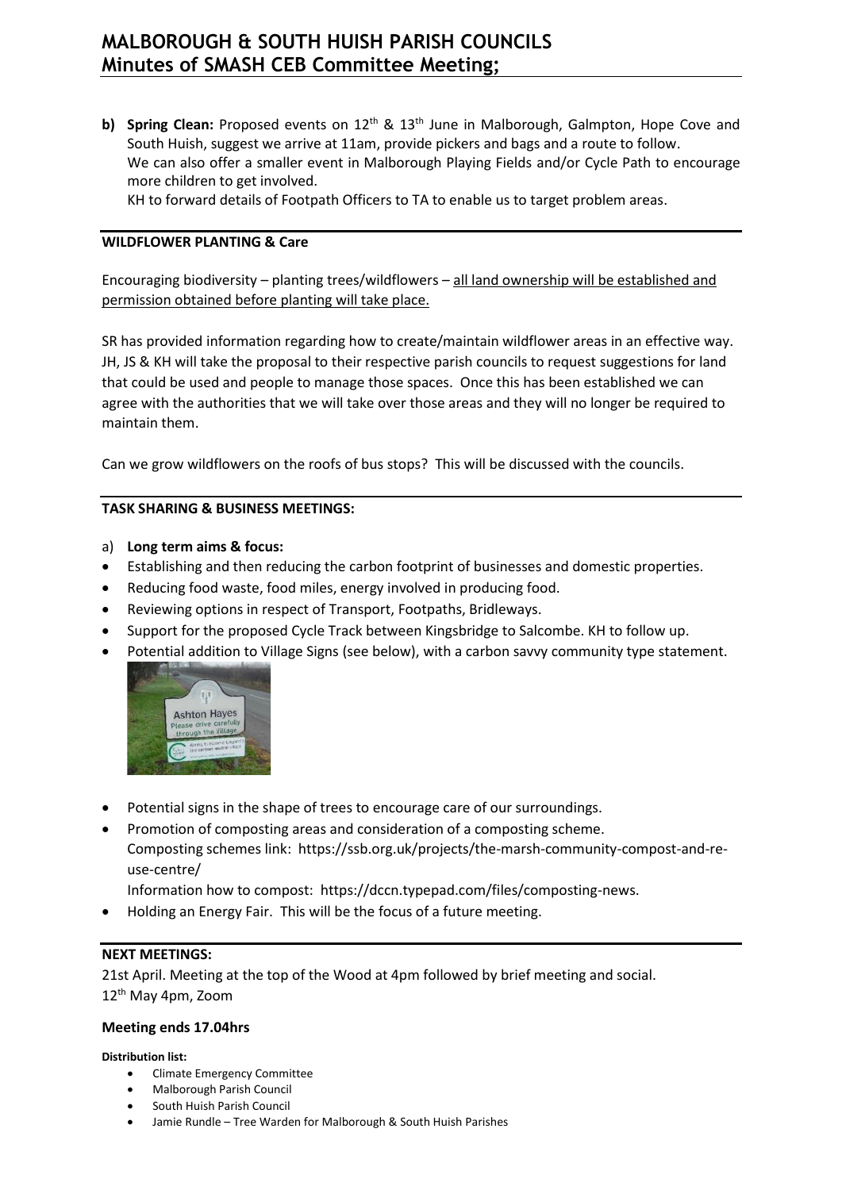# MALBOROUGH & SOUTH HUISH PARISH COUNCILS
# Minutes of SMASH CEB Committee Meeting;

**b) Spring Clean:** Proposed events on 12th & 13th June in Malborough, Galmpton, Hope Cove and South Huish, suggest we arrive at 11am, provide pickers and bags and a route to follow.
We can also offer a smaller event in Malborough Playing Fields and/or Cycle Path to encourage more children to get involved.
KH to forward details of Footpath Officers to TA to enable us to target problem areas.

**WILDFLOWER PLANTING & Care**

Encouraging biodiversity – planting trees/wildflowers – all land ownership will be established and permission obtained before planting will take place.

SR has provided information regarding how to create/maintain wildflower areas in an effective way. JH, JS & KH will take the proposal to their respective parish councils to request suggestions for land that could be used and people to manage those spaces. Once this has been established we can agree with the authorities that we will take over those areas and they will no longer be required to maintain them.

Can we grow wildflowers on the roofs of bus stops? This will be discussed with the councils.

**TASK SHARING & BUSINESS MEETINGS:**

a) **Long term aims & focus:**

- Establishing and then reducing the carbon footprint of businesses and domestic properties.
- Reducing food waste, food miles, energy involved in producing food.
- Reviewing options in respect of Transport, Footpaths, Bridleways.
- Support for the proposed Cycle Track between Kingsbridge to Salcombe. KH to follow up.
- Potential addition to Village Signs (see below), with a carbon savvy community type statement.
- Potential signs in the shape of trees to encourage care of our surroundings.
- Promotion of composting areas and consideration of a composting scheme.
  Composting schemes link: https://ssb.org.uk/projects/the-marsh-community-compost-and-re-use-centre/
  Information how to compost: https://dccn.typepad.com/files/composting-news.
- Holding an Energy Fair. This will be the focus of a future meeting.

**NEXT MEETINGS:**

21st April. Meeting at the top of the Wood at 4pm followed by brief meeting and social.
12th May 4pm, Zoom

**Meeting ends 17.04hrs**

**Distribution list:**

- Climate Emergency Committee
- Malborough Parish Council
- South Huish Parish Council
- Jamie Rundle – Tree Warden for Malborough & South Huish Parishes